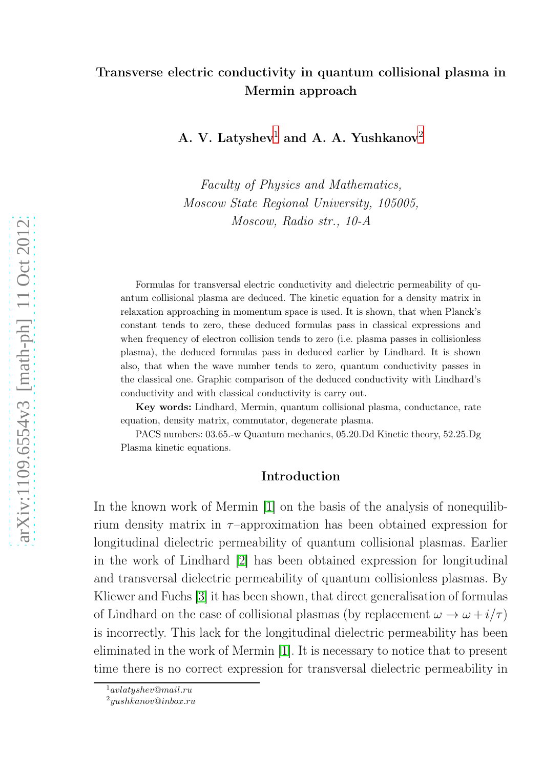# Transverse electric conductivity in quantum collisional plasma in Mermin approach

**A. V. Latyshev[1] and A. A. Yushkanov[2]**

*Faculty of Physics and Mathematics,*
*Moscow State Regional University, 105005,*
*Moscow, Radio str., 10-A*

Formulas for transversal electric conductivity and dielectric permeability of quantum collisional plasma are deduced. The kinetic equation for a density matrix in relaxation approaching in momentum space is used. It is shown, that when Planck's constant tends to zero, these deduced formulas pass in classical expressions and when frequency of electron collision tends to zero (i.e. plasma passes in collisionless plasma), the deduced formulas pass in deduced earlier by Lindhard. It is shown also, that when the wave number tends to zero, quantum conductivity passes in the classical one. Graphic comparison of the deduced conductivity with Lindhard's conductivity and with classical conductivity is carry out.

**Key words:** Lindhard, Mermin, quantum collisional plasma, conductance, rate equation, density matrix, commutator, degenerate plasma.

PACS numbers: 03.65.-w Quantum mechanics, 05.20.Dd Kinetic theory, 52.25.Dg Plasma kinetic equations.

## Introduction

In the known work of Mermin [1] on the basis of the analysis of nonequilibrium density matrix in $\tau$–approximation has been obtained expression for longitudinal dielectric permeability of quantum collisional plasmas. Earlier in the work of Lindhard [2] has been obtained expression for longitudinal and transversal dielectric permeability of quantum collisionless plasmas. By Kliewer and Fuchs [3] it has been shown, that direct generalisation of formulas of Lindhard on the case of collisional plasmas (by replacement $\omega \to \omega + i/\tau$) is incorrectly. This lack for the longitudinal dielectric permeability has been eliminated in the work of Mermin [1]. It is necessary to notice that to present time there is no correct expression for transversal dielectric permeability in

[1] avlatyshev@mail.ru
[2] yushkanov@inbox.ru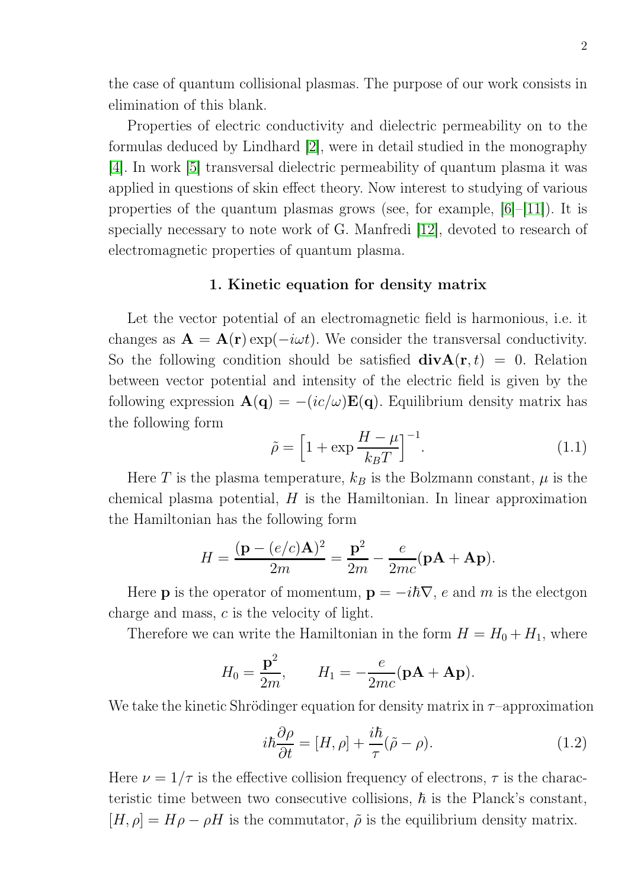the case of quantum collisional plasmas. The purpose of our work consists in elimination of this blank.

Properties of electric conductivity and dielectric permeability on to the formulas deduced by Lindhard [2], were in detail studied in the monography [4]. In work [5] transversal dielectric permeability of quantum plasma it was applied in questions of skin effect theory. Now interest to studying of various properties of the quantum plasmas grows (see, for example, [6]–[11]). It is specially necessary to note work of G. Manfredi [12], devoted to research of electromagnetic properties of quantum plasma.

## 1. Kinetic equation for density matrix

Let the vector potential of an electromagnetic field is harmonious, i.e. it changes as $\mathbf{A} = \mathbf{A}(\mathbf{r})\exp(-i\omega t)$. We consider the transversal conductivity. So the following condition should be satisfied $\mathbf{div}\mathbf{A}(\mathbf{r}, t) = 0$. Relation between vector potential and intensity of the electric field is given by the following expression $\mathbf{A}(\mathbf{q}) = -(ic/\omega)\mathbf{E}(\mathbf{q})$. Equilibrium density matrix has the following form

$$\tilde{\rho} = \Big[1 + \exp\frac{H - \mu}{k_B T}\Big]^{-1}. \tag{1.1}$$

Here $T$ is the plasma temperature, $k_B$ is the Bolzmann constant, $\mu$ is the chemical plasma potential, $H$ is the Hamiltonian. In linear approximation the Hamiltonian has the following form

$$H = \frac{(\mathbf{p} - (e/c)\mathbf{A})^2}{2m} = \frac{\mathbf{p}^2}{2m} - \frac{e}{2mc}(\mathbf{pA} + \mathbf{Ap}).$$

Here $\mathbf{p}$ is the operator of momentum, $\mathbf{p} = -i\hbar\nabla$, $e$ and $m$ is the electgon charge and mass, $c$ is the velocity of light.

Therefore we can write the Hamiltonian in the form $H = H_0 + H_1$, where

$$H_0 = \frac{\mathbf{p}^2}{2m}, \qquad H_1 = -\frac{e}{2mc}(\mathbf{pA} + \mathbf{Ap}).$$

We take the kinetic Shrödinger equation for density matrix in $\tau$–approximation

$$i\hbar\frac{\partial\rho}{\partial t} = [H, \rho] + \frac{i\hbar}{\tau}(\tilde{\rho} - \rho). \tag{1.2}$$

Here $\nu = 1/\tau$ is the effective collision frequency of electrons, $\tau$ is the characteristic time between two consecutive collisions, $\hbar$ is the Planck's constant, $[H, \rho] = H\rho - \rho H$ is the commutator, $\tilde{\rho}$ is the equilibrium density matrix.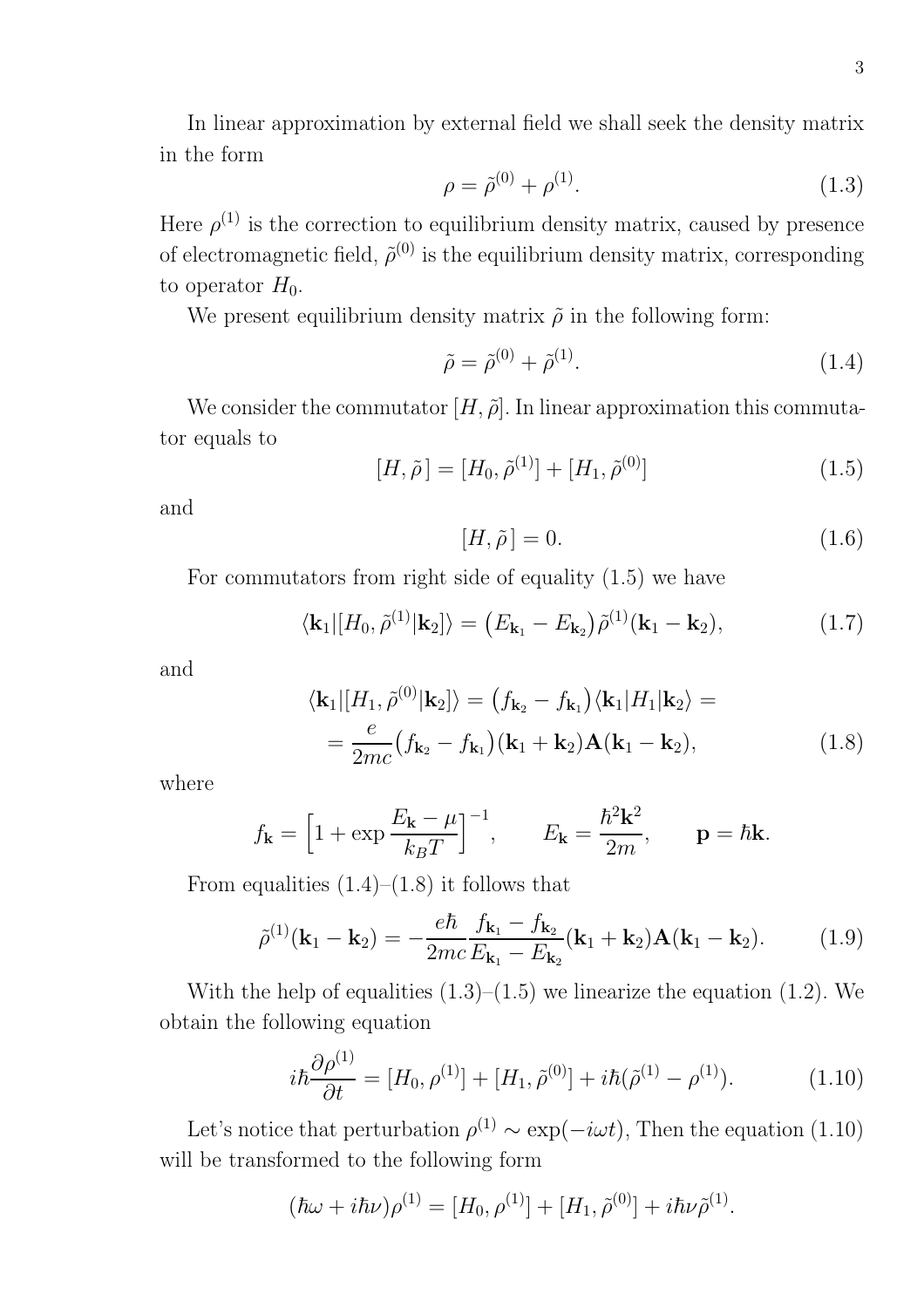In linear approximation by external field we shall seek the density matrix in the form

$$
\rho = \tilde{\rho}^{(0)} + \rho^{(1)}. \tag{1.3}
$$

Here $\rho^{(1)}$ is the correction to equilibrium density matrix, caused by presence of electromagnetic field, $\tilde{\rho}^{(0)}$ is the equilibrium density matrix, corresponding to operator $H_0$.

We present equilibrium density matrix $\tilde{\rho}$ in the following form:

$$
\tilde{\rho} = \tilde{\rho}^{(0)} + \tilde{\rho}^{(1)}. \tag{1.4}
$$

We consider the commutator $[H, \tilde{\rho}]$. In linear approximation this commutator equals to

$$
[H, \tilde{\rho}\,] = [H_0, \tilde{\rho}^{(1)}] + [H_1, \tilde{\rho}^{(0)}] \tag{1.5}
$$

and

$$
[H, \tilde{\rho}\,] = 0. \tag{1.6}
$$

For commutators from right side of equality (1.5) we have

$$
\langle \mathbf{k}_1 | [H_0, \tilde{\rho}^{(1)} | \mathbf{k}_2] \rangle = \big(E_{\mathbf{k}_1} - E_{\mathbf{k}_2}\big)\tilde{\rho}^{(1)}(\mathbf{k}_1 - \mathbf{k}_2), \tag{1.7}
$$

and

$$
\begin{aligned}
\langle \mathbf{k}_1 | [H_1, \tilde{\rho}^{(0)} | \mathbf{k}_2] \rangle &= \big(f_{\mathbf{k}_2} - f_{\mathbf{k}_1}\big)\langle \mathbf{k}_1 | H_1 | \mathbf{k}_2 \rangle = \\
&= \frac{e}{2mc}\big(f_{\mathbf{k}_2} - f_{\mathbf{k}_1}\big)(\mathbf{k}_1 + \mathbf{k}_2)\mathbf{A}(\mathbf{k}_1 - \mathbf{k}_2),
\end{aligned} \tag{1.8}
$$

where

$$
f_{\mathbf{k}} = \Big[1 + \exp\frac{E_{\mathbf{k}} - \mu}{k_B T}\Big]^{-1}, \qquad E_{\mathbf{k}} = \frac{\hbar^2 \mathbf{k}^2}{2m}, \qquad \mathbf{p} = \hbar \mathbf{k}.
$$

From equalities (1.4)–(1.8) it follows that

$$
\tilde{\rho}^{(1)}(\mathbf{k}_1 - \mathbf{k}_2) = -\frac{e\hbar}{2mc}\frac{f_{\mathbf{k}_1} - f_{\mathbf{k}_2}}{E_{\mathbf{k}_1} - E_{\mathbf{k}_2}}(\mathbf{k}_1 + \mathbf{k}_2)\mathbf{A}(\mathbf{k}_1 - \mathbf{k}_2). \tag{1.9}
$$

With the help of equalities (1.3)–(1.5) we linearize the equation (1.2). We obtain the following equation

$$
i\hbar \frac{\partial \rho^{(1)}}{\partial t} = [H_0, \rho^{(1)}] + [H_1, \tilde{\rho}^{(0)}] + i\hbar(\tilde{\rho}^{(1)} - \rho^{(1)}). \tag{1.10}
$$

Let's notice that perturbation $\rho^{(1)} \sim \exp(-i\omega t)$, Then the equation (1.10) will be transformed to the following form

$$
(\hbar\omega + i\hbar\nu)\rho^{(1)} = [H_0, \rho^{(1)}] + [H_1, \tilde{\rho}^{(0)}] + i\hbar\nu\tilde{\rho}^{(1)}.
$$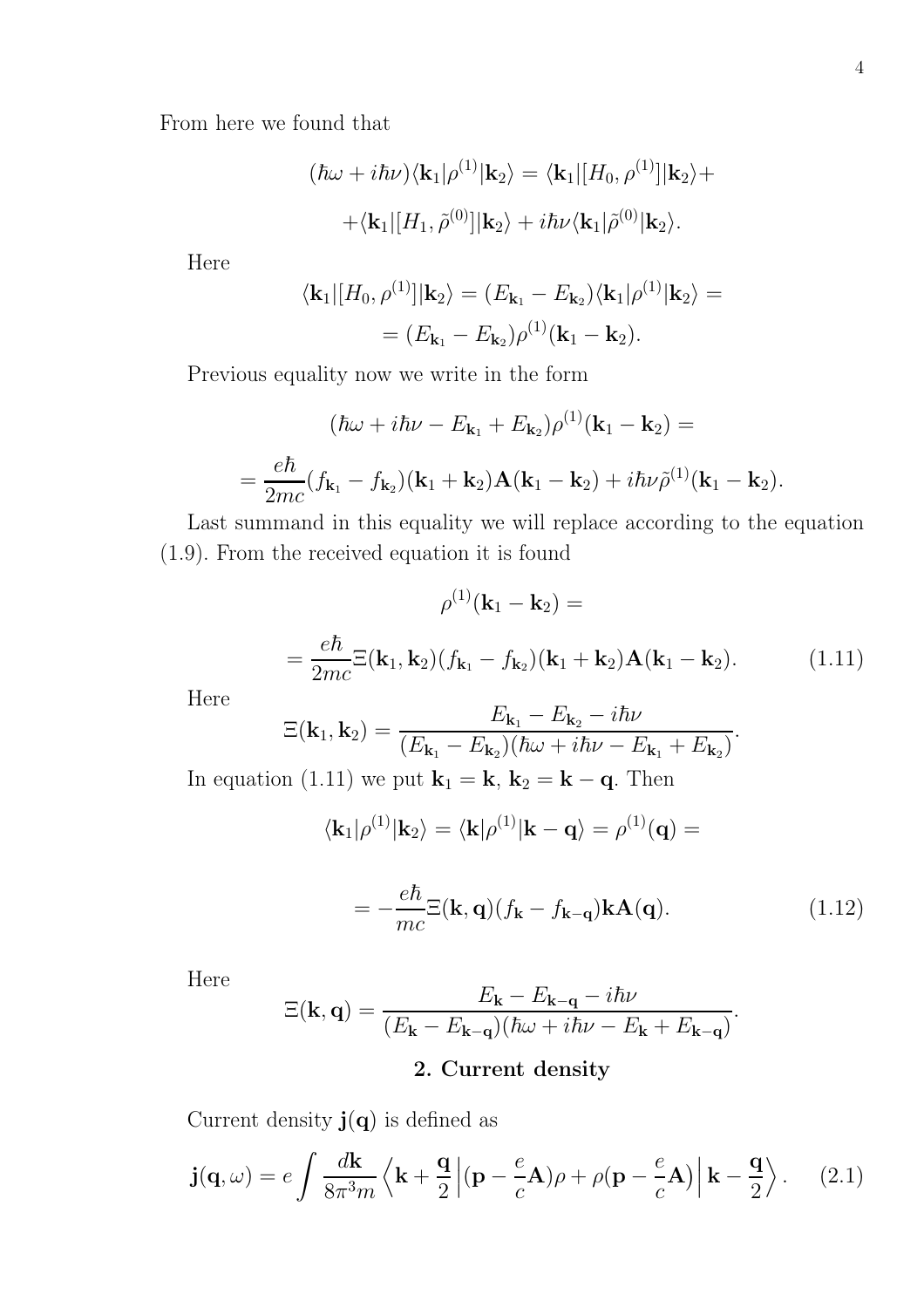From here we found that

$$(\hbar\omega + i\hbar\nu)\langle\mathbf{k}_1|\rho^{(1)}|\mathbf{k}_2\rangle = \langle\mathbf{k}_1|[H_0,\rho^{(1)}]|\mathbf{k}_2\rangle +$$

$$+\langle\mathbf{k}_1|[H_1,\tilde{\rho}^{(0)}]|\mathbf{k}_2\rangle + i\hbar\nu\langle\mathbf{k}_1|\tilde{\rho}^{(0)}|\mathbf{k}_2\rangle.$$

Here

$$\langle\mathbf{k}_1|[H_0,\rho^{(1)}]|\mathbf{k}_2\rangle = (E_{\mathbf{k}_1} - E_{\mathbf{k}_2})\langle\mathbf{k}_1|\rho^{(1)}|\mathbf{k}_2\rangle =$$

$$= (E_{\mathbf{k}_1} - E_{\mathbf{k}_2})\rho^{(1)}(\mathbf{k}_1 - \mathbf{k}_2).$$

Previous equality now we write in the form

$$(\hbar\omega + i\hbar\nu - E_{\mathbf{k}_1} + E_{\mathbf{k}_2})\rho^{(1)}(\mathbf{k}_1 - \mathbf{k}_2) =$$

$$= \frac{e\hbar}{2mc}(f_{\mathbf{k}_1} - f_{\mathbf{k}_2})(\mathbf{k}_1 + \mathbf{k}_2)\mathbf{A}(\mathbf{k}_1 - \mathbf{k}_2) + i\hbar\nu\tilde{\rho}^{(1)}(\mathbf{k}_1 - \mathbf{k}_2).$$

Last summand in this equality we will replace according to the equation (1.9). From the received equation it is found

$$\rho^{(1)}(\mathbf{k}_1 - \mathbf{k}_2) =$$

$$= \frac{e\hbar}{2mc}\Xi(\mathbf{k}_1,\mathbf{k}_2)(f_{\mathbf{k}_1} - f_{\mathbf{k}_2})(\mathbf{k}_1 + \mathbf{k}_2)\mathbf{A}(\mathbf{k}_1 - \mathbf{k}_2). \tag{1.11}$$

Here

$$\Xi(\mathbf{k}_1,\mathbf{k}_2) = \frac{E_{\mathbf{k}_1} - E_{\mathbf{k}_2} - i\hbar\nu}{(E_{\mathbf{k}_1} - E_{\mathbf{k}_2})(\hbar\omega + i\hbar\nu - E_{\mathbf{k}_1} + E_{\mathbf{k}_2})}.$$

In equation (1.11) we put $\mathbf{k}_1 = \mathbf{k}$, $\mathbf{k}_2 = \mathbf{k} - \mathbf{q}$. Then

$$\langle\mathbf{k}_1|\rho^{(1)}|\mathbf{k}_2\rangle = \langle\mathbf{k}|\rho^{(1)}|\mathbf{k}-\mathbf{q}\rangle = \rho^{(1)}(\mathbf{q}) =$$

$$= -\frac{e\hbar}{mc}\Xi(\mathbf{k},\mathbf{q})(f_{\mathbf{k}} - f_{\mathbf{k}-\mathbf{q}})\mathbf{k}\mathbf{A}(\mathbf{q}). \tag{1.12}$$

Here

$$\Xi(\mathbf{k},\mathbf{q}) = \frac{E_{\mathbf{k}} - E_{\mathbf{k}-\mathbf{q}} - i\hbar\nu}{(E_{\mathbf{k}} - E_{\mathbf{k}-\mathbf{q}})(\hbar\omega + i\hbar\nu - E_{\mathbf{k}} + E_{\mathbf{k}-\mathbf{q}})}.$$

## 2. Current density

Current density $\mathbf{j}(\mathbf{q})$ is defined as

$$\mathbf{j}(\mathbf{q},\omega) = e\int\frac{d\mathbf{k}}{8\pi^3 m}\left\langle\mathbf{k} + \frac{\mathbf{q}}{2}\left|(\mathbf{p} - \frac{e}{c}\mathbf{A})\rho + \rho(\mathbf{p} - \frac{e}{c}\mathbf{A})\right|\mathbf{k} - \frac{\mathbf{q}}{2}\right\rangle. \tag{2.1}$$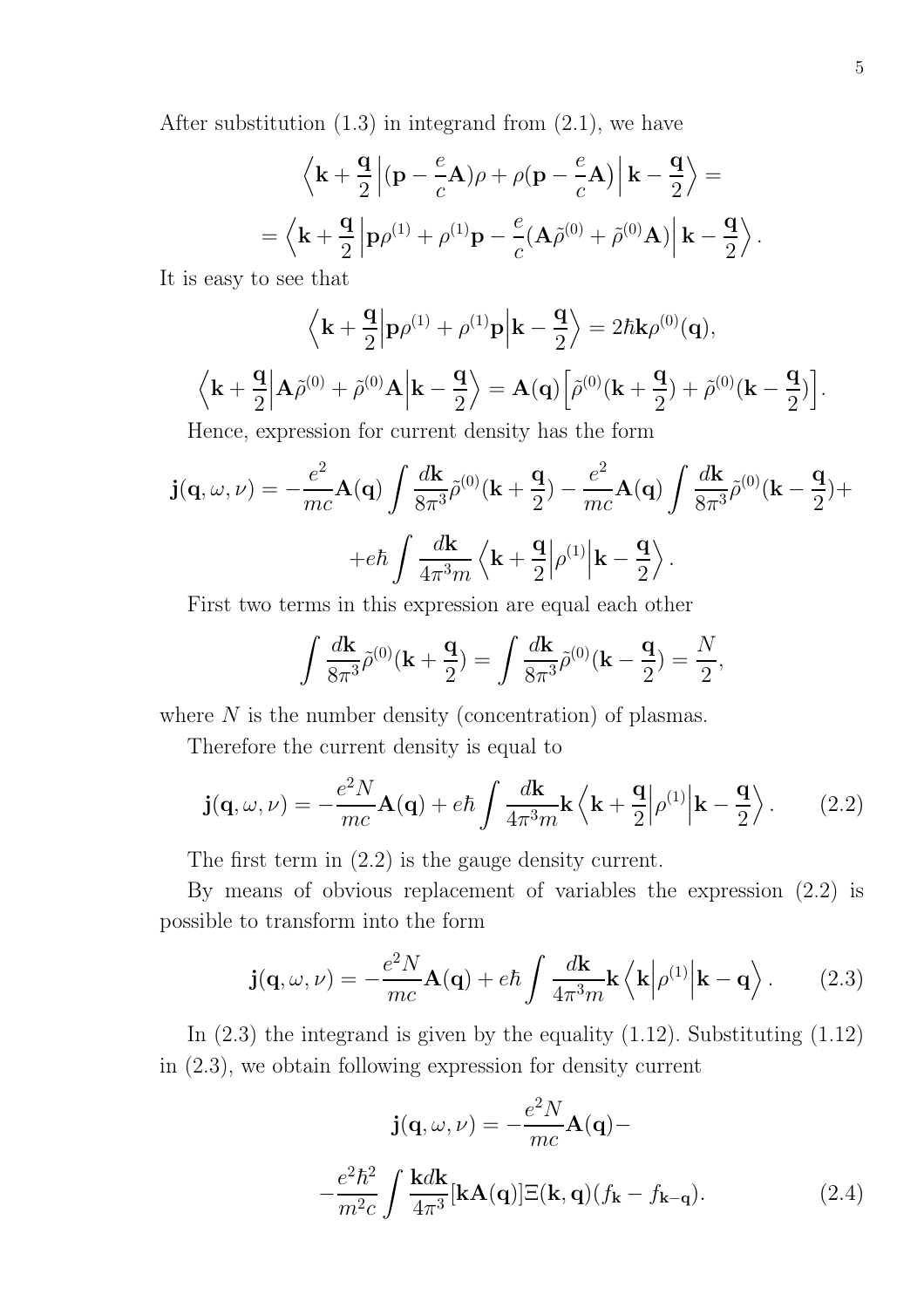After substitution (1.3) in integrand from (2.1), we have

$$
\left\langle \mathbf{k}+\frac{\mathbf{q}}{2}\,\Big|(\mathbf{p}-\frac{e}{c}\mathbf{A})\rho+\rho(\mathbf{p}-\frac{e}{c}\mathbf{A})\Big|\,\mathbf{k}-\frac{\mathbf{q}}{2}\right\rangle =
$$

$$
=\left\langle \mathbf{k}+\frac{\mathbf{q}}{2}\,\Big|\mathbf{p}\rho^{(1)}+\rho^{(1)}\mathbf{p}-\frac{e}{c}(\mathbf{A}\tilde{\rho}^{(0)}+\tilde{\rho}^{(0)}\mathbf{A})\Big|\,\mathbf{k}-\frac{\mathbf{q}}{2}\right\rangle .
$$

It is easy to see that

$$
\left\langle \mathbf{k}+\frac{\mathbf{q}}{2}\Big|\mathbf{p}\rho^{(1)}+\rho^{(1)}\mathbf{p}\Big|\mathbf{k}-\frac{\mathbf{q}}{2}\right\rangle = 2\hbar\mathbf{k}\rho^{(0)}(\mathbf{q}),
$$

$$
\left\langle \mathbf{k}+\frac{\mathbf{q}}{2}\Big|\mathbf{A}\tilde{\rho}^{(0)}+\tilde{\rho}^{(0)}\mathbf{A}\Big|\mathbf{k}-\frac{\mathbf{q}}{2}\right\rangle = \mathbf{A}(\mathbf{q})\Big[\tilde{\rho}^{(0)}(\mathbf{k}+\frac{\mathbf{q}}{2})+\tilde{\rho}^{(0)}(\mathbf{k}-\frac{\mathbf{q}}{2})\Big].
$$

Hence, expression for current density has the form

$$
\mathbf{j}(\mathbf{q},\omega,\nu)=-\frac{e^2}{mc}\mathbf{A}(\mathbf{q})\int\frac{d\mathbf{k}}{8\pi^3}\tilde{\rho}^{(0)}(\mathbf{k}+\frac{\mathbf{q}}{2})-\frac{e^2}{mc}\mathbf{A}(\mathbf{q})\int\frac{d\mathbf{k}}{8\pi^3}\tilde{\rho}^{(0)}(\mathbf{k}-\frac{\mathbf{q}}{2})+
$$

$$
+e\hbar\int\frac{d\mathbf{k}}{4\pi^3 m}\left\langle \mathbf{k}+\frac{\mathbf{q}}{2}\Big|\rho^{(1)}\Big|\mathbf{k}-\frac{\mathbf{q}}{2}\right\rangle .
$$

First two terms in this expression are equal each other

$$
\int\frac{d\mathbf{k}}{8\pi^3}\tilde{\rho}^{(0)}(\mathbf{k}+\frac{\mathbf{q}}{2})=\int\frac{d\mathbf{k}}{8\pi^3}\tilde{\rho}^{(0)}(\mathbf{k}-\frac{\mathbf{q}}{2})=\frac{N}{2},
$$

where $N$ is the number density (concentration) of plasmas.

Therefore the current density is equal to

$$
\mathbf{j}(\mathbf{q},\omega,\nu)=-\frac{e^2N}{mc}\mathbf{A}(\mathbf{q})+e\hbar\int\frac{d\mathbf{k}}{4\pi^3 m}\mathbf{k}\left\langle \mathbf{k}+\frac{\mathbf{q}}{2}\Big|\rho^{(1)}\Big|\mathbf{k}-\frac{\mathbf{q}}{2}\right\rangle . \tag{2.2}
$$

The first term in (2.2) is the gauge density current.

By means of obvious replacement of variables the expression (2.2) is possible to transform into the form

$$
\mathbf{j}(\mathbf{q},\omega,\nu)=-\frac{e^2N}{mc}\mathbf{A}(\mathbf{q})+e\hbar\int\frac{d\mathbf{k}}{4\pi^3 m}\mathbf{k}\left\langle \mathbf{k}\Big|\rho^{(1)}\Big|\mathbf{k}-\mathbf{q}\right\rangle . \tag{2.3}
$$

In (2.3) the integrand is given by the equality (1.12). Substituting (1.12) in (2.3), we obtain following expression for density current

$$
\mathbf{j}(\mathbf{q},\omega,\nu)=-\frac{e^2N}{mc}\mathbf{A}(\mathbf{q})-
$$

$$
-\frac{e^2\hbar^2}{m^2c}\int\frac{\mathbf{k}d\mathbf{k}}{4\pi^3}[\mathbf{k}\mathbf{A}(\mathbf{q})]\Xi(\mathbf{k},\mathbf{q})(f_{\mathbf{k}}-f_{\mathbf{k}-\mathbf{q}}). \tag{2.4}
$$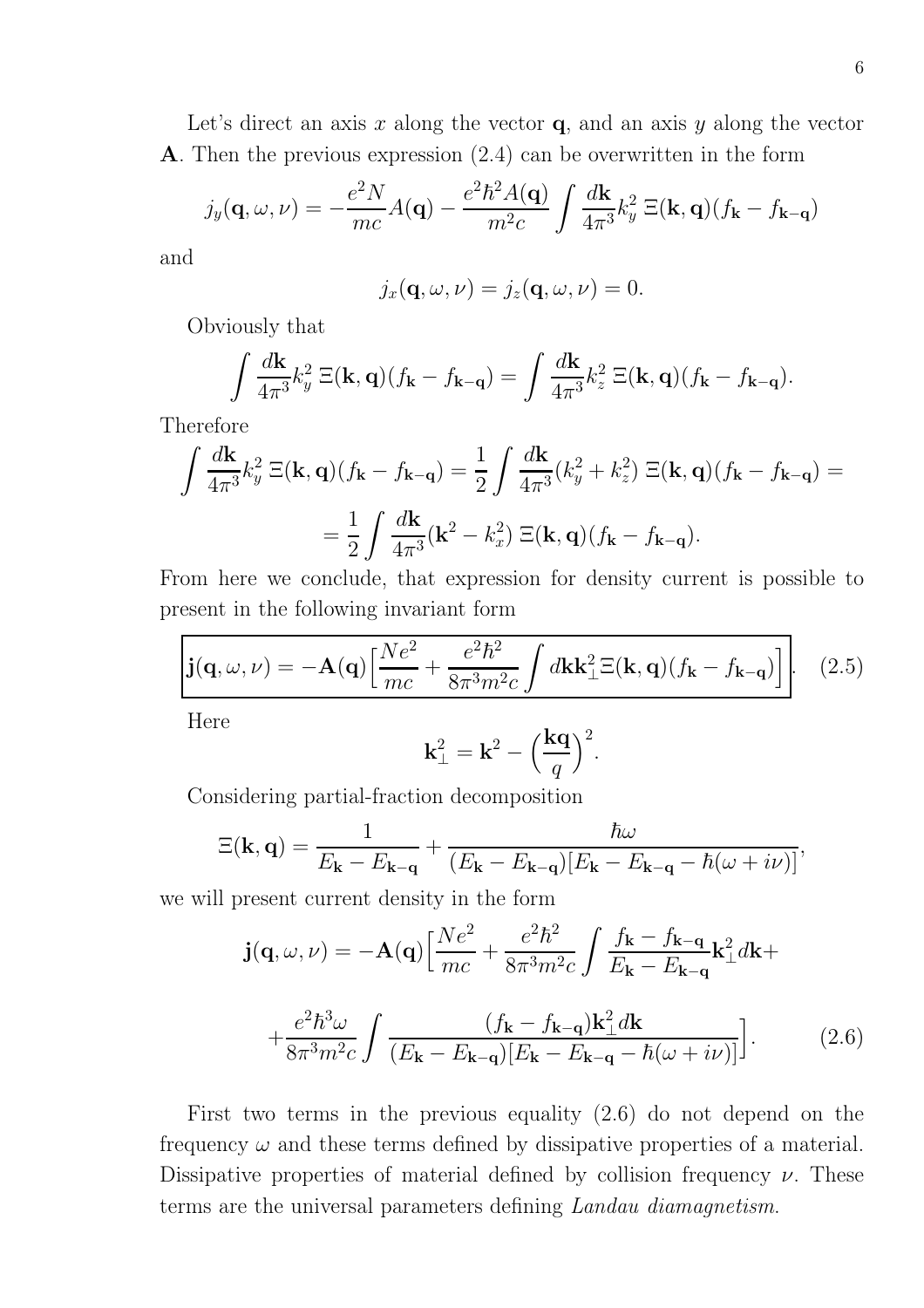Let's direct an axis $x$ along the vector $\mathbf{q}$, and an axis $y$ along the vector $\mathbf{A}$. Then the previous expression (2.4) can be overwritten in the form

$$
j_y(\mathbf{q},\omega,\nu) = -\frac{e^2 N}{mc}A(\mathbf{q}) - \frac{e^2\hbar^2 A(\mathbf{q})}{m^2 c}\int \frac{d\mathbf{k}}{4\pi^3}k_y^2\,\Xi(\mathbf{k},\mathbf{q})(f_{\mathbf{k}} - f_{\mathbf{k}-\mathbf{q}})
$$

and

$$
j_x(\mathbf{q},\omega,\nu) = j_z(\mathbf{q},\omega,\nu) = 0.
$$

Obviously that

$$
\int \frac{d\mathbf{k}}{4\pi^3}k_y^2\,\Xi(\mathbf{k},\mathbf{q})(f_{\mathbf{k}} - f_{\mathbf{k}-\mathbf{q}}) = \int \frac{d\mathbf{k}}{4\pi^3}k_z^2\,\Xi(\mathbf{k},\mathbf{q})(f_{\mathbf{k}} - f_{\mathbf{k}-\mathbf{q}}).
$$

Therefore

$$
\int \frac{d\mathbf{k}}{4\pi^3}k_y^2\,\Xi(\mathbf{k},\mathbf{q})(f_{\mathbf{k}} - f_{\mathbf{k}-\mathbf{q}}) = \frac{1}{2}\int \frac{d\mathbf{k}}{4\pi^3}(k_y^2 + k_z^2)\,\Xi(\mathbf{k},\mathbf{q})(f_{\mathbf{k}} - f_{\mathbf{k}-\mathbf{q}}) =
$$

$$
= \frac{1}{2}\int \frac{d\mathbf{k}}{4\pi^3}(\mathbf{k}^2 - k_x^2)\,\Xi(\mathbf{k},\mathbf{q})(f_{\mathbf{k}} - f_{\mathbf{k}-\mathbf{q}}).
$$

From here we conclude, that expression for density current is possible to present in the following invariant form

$$
\boxed{\mathbf{j}(\mathbf{q},\omega,\nu) = -\mathbf{A}(\mathbf{q})\Big[\frac{Ne^2}{mc} + \frac{e^2\hbar^2}{8\pi^3 m^2 c}\int d\mathbf{k}\mathbf{k}_\perp^2\Xi(\mathbf{k},\mathbf{q})(f_{\mathbf{k}} - f_{\mathbf{k}-\mathbf{q}})\Big]}. \qquad (2.5)
$$

Here

$$
\mathbf{k}_\perp^2 = \mathbf{k}^2 - \Big(\frac{\mathbf{k}\mathbf{q}}{q}\Big)^2.
$$

Considering partial-fraction decomposition

$$
\Xi(\mathbf{k},\mathbf{q}) = \frac{1}{E_{\mathbf{k}} - E_{\mathbf{k}-\mathbf{q}}} + \frac{\hbar\omega}{(E_{\mathbf{k}} - E_{\mathbf{k}-\mathbf{q}})[E_{\mathbf{k}} - E_{\mathbf{k}-\mathbf{q}} - \hbar(\omega + i\nu)]},
$$

we will present current density in the form

$$
\mathbf{j}(\mathbf{q},\omega,\nu) = -\mathbf{A}(\mathbf{q})\Big[\frac{Ne^2}{mc} + \frac{e^2\hbar^2}{8\pi^3 m^2 c}\int \frac{f_{\mathbf{k}} - f_{\mathbf{k}-\mathbf{q}}}{E_{\mathbf{k}} - E_{\mathbf{k}-\mathbf{q}}}\mathbf{k}_\perp^2 d\mathbf{k} +
$$

$$
+ \frac{e^2\hbar^3\omega}{8\pi^3 m^2 c}\int \frac{(f_{\mathbf{k}} - f_{\mathbf{k}-\mathbf{q}})\mathbf{k}_\perp^2 d\mathbf{k}}{(E_{\mathbf{k}} - E_{\mathbf{k}-\mathbf{q}})[E_{\mathbf{k}} - E_{\mathbf{k}-\mathbf{q}} - \hbar(\omega + i\nu)]}\Big]. \qquad (2.6)
$$

First two terms in the previous equality (2.6) do not depend on the frequency $\omega$ and these terms defined by dissipative properties of a material. Dissipative properties of material defined by collision frequency $\nu$. These terms are the universal parameters defining *Landau diamagnetism*.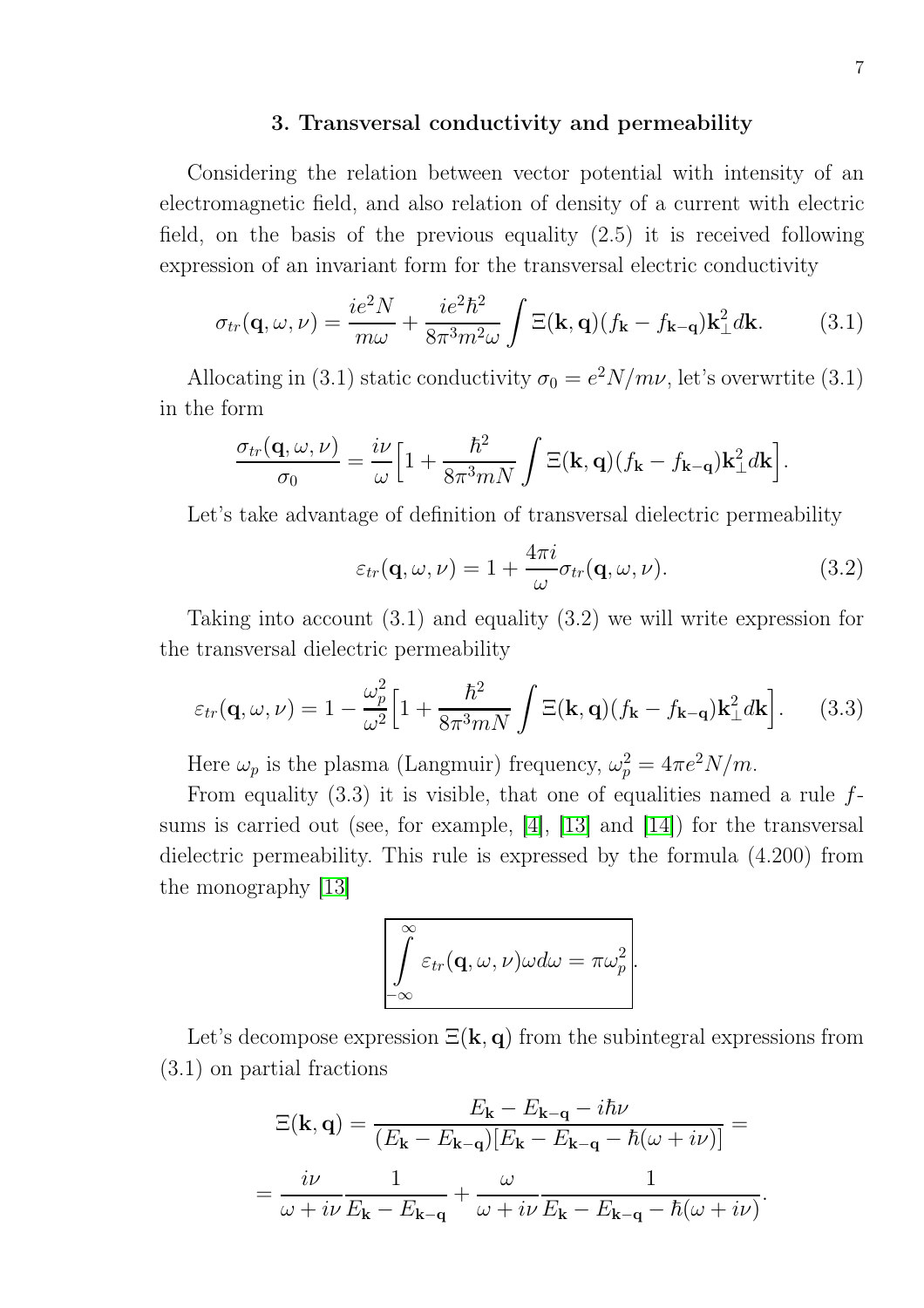## 3. Transversal conductivity and permeability

Considering the relation between vector potential with intensity of an electromagnetic field, and also relation of density of a current with electric field, on the basis of the previous equality (2.5) it is received following expression of an invariant form for the transversal electric conductivity

$$\sigma_{tr}(\mathbf{q},\omega,\nu)=\frac{ie^2N}{m\omega}+\frac{ie^2\hbar^2}{8\pi^3m^2\omega}\int\Xi(\mathbf{k},\mathbf{q})(f_{\mathbf{k}}-f_{\mathbf{k}-\mathbf{q}})\mathbf{k}_\perp^2d\mathbf{k}. \tag{3.1}$$

Allocating in (3.1) static conductivity $\sigma_0=e^2N/m\nu$, let's overwrtite (3.1) in the form

$$\frac{\sigma_{tr}(\mathbf{q},\omega,\nu)}{\sigma_0}=\frac{i\nu}{\omega}\Big[1+\frac{\hbar^2}{8\pi^3mN}\int\Xi(\mathbf{k},\mathbf{q})(f_{\mathbf{k}}-f_{\mathbf{k}-\mathbf{q}})\mathbf{k}_\perp^2d\mathbf{k}\Big].$$

Let's take advantage of definition of transversal dielectric permeability

$$\varepsilon_{tr}(\mathbf{q},\omega,\nu)=1+\frac{4\pi i}{\omega}\sigma_{tr}(\mathbf{q},\omega,\nu). \tag{3.2}$$

Taking into account (3.1) and equality (3.2) we will write expression for the transversal dielectric permeability

$$\varepsilon_{tr}(\mathbf{q},\omega,\nu)=1-\frac{\omega_p^2}{\omega^2}\Big[1+\frac{\hbar^2}{8\pi^3mN}\int\Xi(\mathbf{k},\mathbf{q})(f_{\mathbf{k}}-f_{\mathbf{k}-\mathbf{q}})\mathbf{k}_\perp^2d\mathbf{k}\Big]. \tag{3.3}$$

Here $\omega_p$ is the plasma (Langmuir) frequency, $\omega_p^2=4\pi e^2N/m$.

From equality (3.3) it is visible, that one of equalities named a rule $f$-sums is carried out (see, for example, [4], [13] and [14]) for the transversal dielectric permeability. This rule is expressed by the formula (4.200) from the monography [13]

$$\boxed{\int\limits_{-\infty}^{\infty}\varepsilon_{tr}(\mathbf{q},\omega,\nu)\omega d\omega=\pi\omega_p^2}.$$

Let's decompose expression $\Xi(\mathbf{k},\mathbf{q})$ from the subintegral expressions from (3.1) on partial fractions

$$\Xi(\mathbf{k},\mathbf{q})=\frac{E_{\mathbf{k}}-E_{\mathbf{k}-\mathbf{q}}-i\hbar\nu}{(E_{\mathbf{k}}-E_{\mathbf{k}-\mathbf{q}})[E_{\mathbf{k}}-E_{\mathbf{k}-\mathbf{q}}-\hbar(\omega+i\nu)]}=$$

$$=\frac{i\nu}{\omega+i\nu}\frac{1}{E_{\mathbf{k}}-E_{\mathbf{k}-\mathbf{q}}}+\frac{\omega}{\omega+i\nu}\frac{1}{E_{\mathbf{k}}-E_{\mathbf{k}-\mathbf{q}}-\hbar(\omega+i\nu)}.$$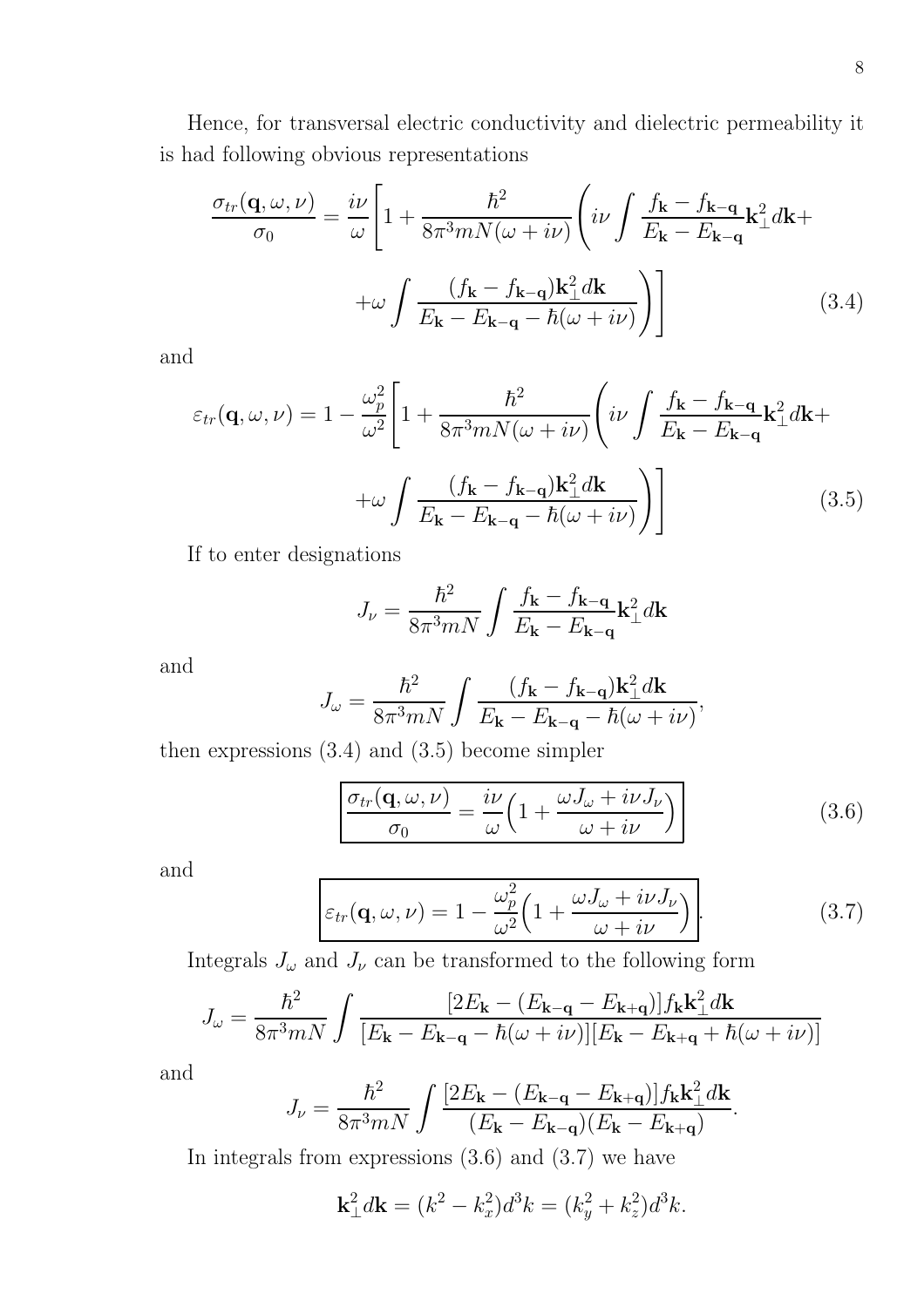Hence, for transversal electric conductivity and dielectric permeability it is had following obvious representations

$$
\frac{\sigma_{tr}(\mathbf{q},\omega,\nu)}{\sigma_0}=\frac{i\nu}{\omega}\Bigg[1+\frac{\hbar^2}{8\pi^3 mN(\omega+i\nu)}\Bigg(i\nu\int\frac{f_{\mathbf{k}}-f_{\mathbf{k-q}}}{E_{\mathbf{k}}-E_{\mathbf{k-q}}}\mathbf{k}_\perp^2 d\mathbf{k}+
$$

$$
+\omega\int\frac{(f_{\mathbf{k}}-f_{\mathbf{k-q}})\mathbf{k}_\perp^2 d\mathbf{k}}{E_{\mathbf{k}}-E_{\mathbf{k-q}}-\hbar(\omega+i\nu)}\Bigg)\Bigg] \tag{3.4}
$$

and

$$
\varepsilon_{tr}(\mathbf{q},\omega,\nu)=1-\frac{\omega_p^2}{\omega^2}\Bigg[1+\frac{\hbar^2}{8\pi^3 mN(\omega+i\nu)}\Bigg(i\nu\int\frac{f_{\mathbf{k}}-f_{\mathbf{k-q}}}{E_{\mathbf{k}}-E_{\mathbf{k-q}}}\mathbf{k}_\perp^2 d\mathbf{k}+
$$

$$
+\omega\int\frac{(f_{\mathbf{k}}-f_{\mathbf{k-q}})\mathbf{k}_\perp^2 d\mathbf{k}}{E_{\mathbf{k}}-E_{\mathbf{k-q}}-\hbar(\omega+i\nu)}\Bigg)\Bigg] \tag{3.5}
$$

If to enter designations

$$
J_\nu=\frac{\hbar^2}{8\pi^3 mN}\int\frac{f_{\mathbf{k}}-f_{\mathbf{k-q}}}{E_{\mathbf{k}}-E_{\mathbf{k-q}}}\mathbf{k}_\perp^2 d\mathbf{k}
$$

and

$$
J_\omega=\frac{\hbar^2}{8\pi^3 mN}\int\frac{(f_{\mathbf{k}}-f_{\mathbf{k-q}})\mathbf{k}_\perp^2 d\mathbf{k}}{E_{\mathbf{k}}-E_{\mathbf{k-q}}-\hbar(\omega+i\nu)},
$$

then expressions (3.4) and (3.5) become simpler

$$
\boxed{\frac{\sigma_{tr}(\mathbf{q},\omega,\nu)}{\sigma_0}=\frac{i\nu}{\omega}\Big(1+\frac{\omega J_\omega+i\nu J_\nu}{\omega+i\nu}\Big)} \tag{3.6}
$$

and

$$
\boxed{\varepsilon_{tr}(\mathbf{q},\omega,\nu)=1-\frac{\omega_p^2}{\omega^2}\Big(1+\frac{\omega J_\omega+i\nu J_\nu}{\omega+i\nu}\Big)}. \tag{3.7}
$$

Integrals $J_\omega$ and $J_\nu$ can be transformed to the following form

$$
J_\omega=\frac{\hbar^2}{8\pi^3 mN}\int\frac{[2E_{\mathbf{k}}-(E_{\mathbf{k-q}}-E_{\mathbf{k+q}})]f_{\mathbf{k}}\mathbf{k}_\perp^2 d\mathbf{k}}{[E_{\mathbf{k}}-E_{\mathbf{k-q}}-\hbar(\omega+i\nu)][E_{\mathbf{k}}-E_{\mathbf{k+q}}+\hbar(\omega+i\nu)]}
$$

and

$$
J_\nu=\frac{\hbar^2}{8\pi^3 mN}\int\frac{[2E_{\mathbf{k}}-(E_{\mathbf{k-q}}-E_{\mathbf{k+q}})]f_{\mathbf{k}}\mathbf{k}_\perp^2 d\mathbf{k}}{(E_{\mathbf{k}}-E_{\mathbf{k-q}})(E_{\mathbf{k}}-E_{\mathbf{k+q}})}.
$$

In integrals from expressions (3.6) and (3.7) we have

$$
\mathbf{k}_\perp^2 d\mathbf{k}=(k^2-k_x^2)d^3k=(k_y^2+k_z^2)d^3k.
$$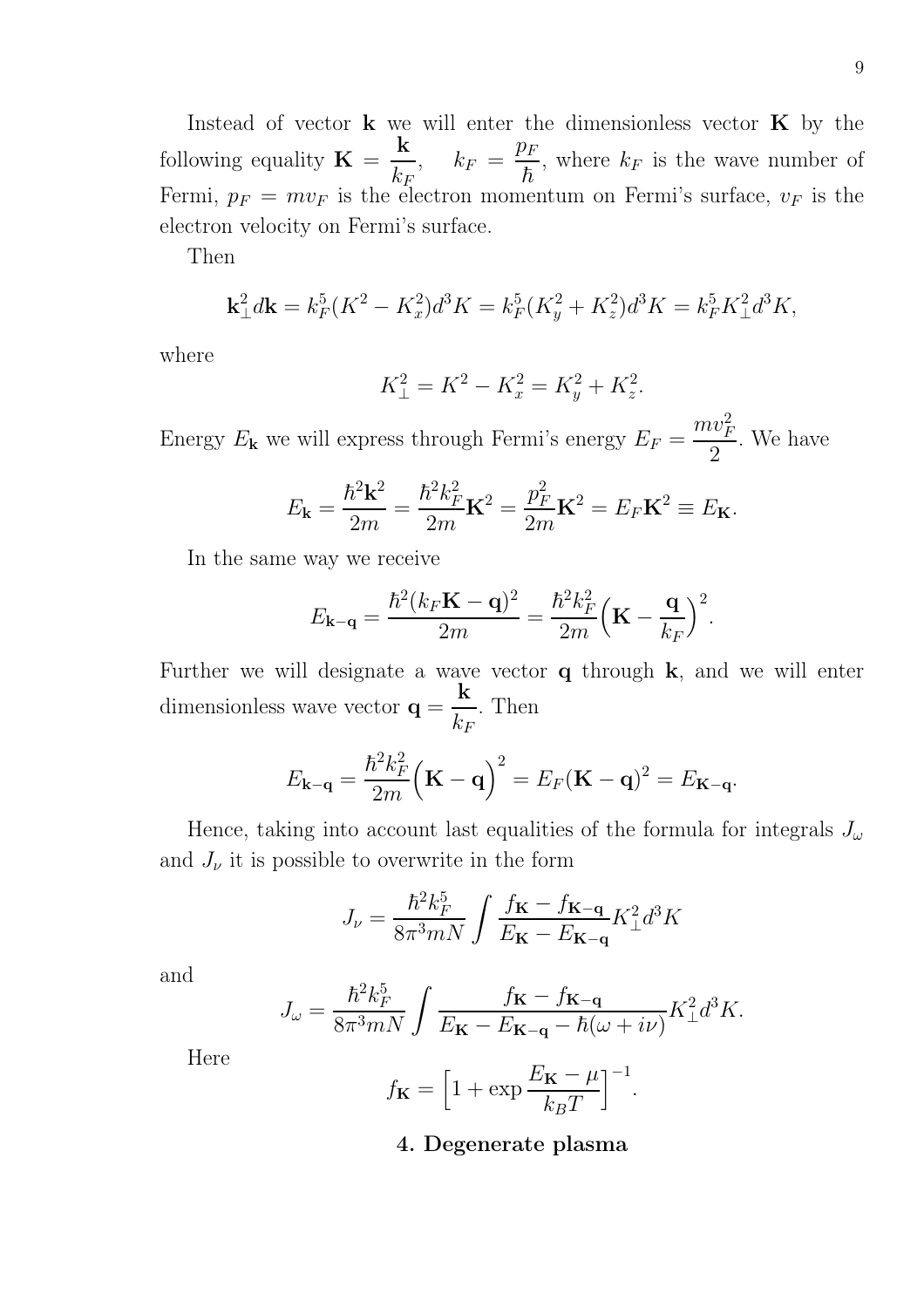Instead of vector $\mathbf{k}$ we will enter the dimensionless vector $\mathbf{K}$ by the following equality $\mathbf{K} = \dfrac{\mathbf{k}}{k_F}$, $\quad k_F = \dfrac{p_F}{\hbar}$, where $k_F$ is the wave number of Fermi, $p_F = mv_F$ is the electron momentum on Fermi's surface, $v_F$ is the electron velocity on Fermi's surface.

Then

$$\mathbf{k}_\perp^2 d\mathbf{k} = k_F^5 (K^2 - K_x^2) d^3K = k_F^5 (K_y^2 + K_z^2) d^3K = k_F^5 K_\perp^2 d^3K,$$

where

$$K_\perp^2 = K^2 - K_x^2 = K_y^2 + K_z^2.$$

Energy $E_{\mathbf{k}}$ we will express through Fermi's energy $E_F = \dfrac{mv_F^2}{2}$. We have

$$E_{\mathbf{k}} = \frac{\hbar^2 \mathbf{k}^2}{2m} = \frac{\hbar^2 k_F^2}{2m} \mathbf{K}^2 = \frac{p_F^2}{2m} \mathbf{K}^2 = E_F \mathbf{K}^2 \equiv E_{\mathbf{K}}.$$

In the same way we receive

$$E_{\mathbf{k}-\mathbf{q}} = \frac{\hbar^2 (k_F \mathbf{K} - \mathbf{q})^2}{2m} = \frac{\hbar^2 k_F^2}{2m} \Big( \mathbf{K} - \frac{\mathbf{q}}{k_F} \Big)^2.$$

Further we will designate a wave vector $\mathbf{q}$ through $\mathbf{k}$, and we will enter dimensionless wave vector $\mathbf{q} = \dfrac{\mathbf{k}}{k_F}$. Then

$$E_{\mathbf{k}-\mathbf{q}} = \frac{\hbar^2 k_F^2}{2m} \Big( \mathbf{K} - \mathbf{q} \Big)^2 = E_F (\mathbf{K} - \mathbf{q})^2 = E_{\mathbf{K}-\mathbf{q}}.$$

Hence, taking into account last equalities of the formula for integrals $J_\omega$ and $J_\nu$ it is possible to overwrite in the form

$$J_\nu = \frac{\hbar^2 k_F^5}{8\pi^3 m N} \int \frac{f_{\mathbf{K}} - f_{\mathbf{K}-\mathbf{q}}}{E_{\mathbf{K}} - E_{\mathbf{K}-\mathbf{q}}} K_\perp^2 d^3K$$

and

$$J_\omega = \frac{\hbar^2 k_F^5}{8\pi^3 m N} \int \frac{f_{\mathbf{K}} - f_{\mathbf{K}-\mathbf{q}}}{E_{\mathbf{K}} - E_{\mathbf{K}-\mathbf{q}} - \hbar(\omega + i\nu)} K_\perp^2 d^3K.$$

Here

$$f_{\mathbf{K}} = \Big[ 1 + \exp \frac{E_{\mathbf{K}} - \mu}{k_B T} \Big]^{-1}.$$

## 4. Degenerate plasma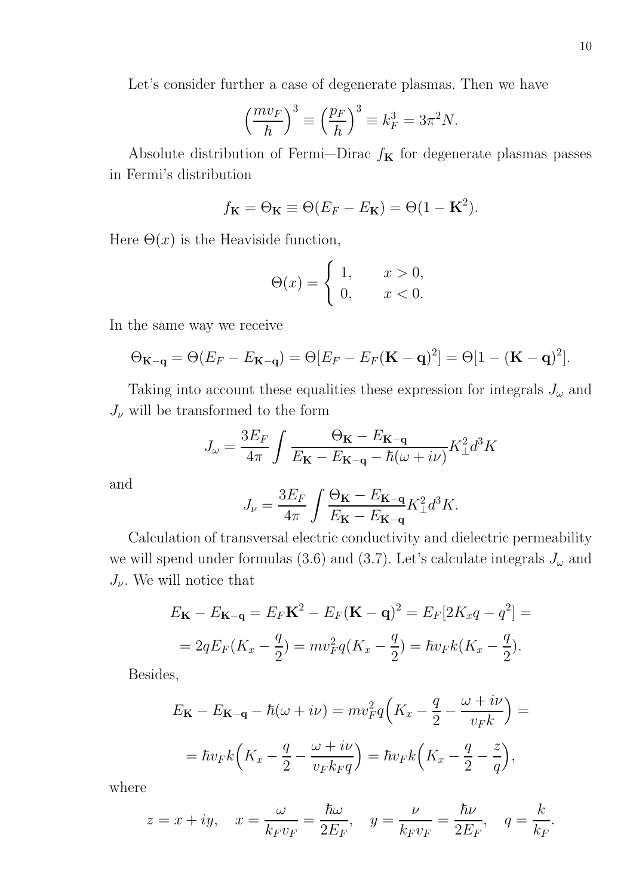Let's consider further a case of degenerate plasmas. Then we have

$$\Big(\frac{mv_F}{\hbar}\Big)^3 \equiv \Big(\frac{p_F}{\hbar}\Big)^3 \equiv k_F^3 = 3\pi^2 N.$$

Absolute distribution of Fermi—Dirac $f_{\mathbf{K}}$ for degenerate plasmas passes in Fermi's distribution

$$f_{\mathbf{K}} = \Theta_{\mathbf{K}} \equiv \Theta(E_F - E_{\mathbf{K}}) = \Theta(1 - \mathbf{K}^2).$$

Here $\Theta(x)$ is the Heaviside function,

$$\Theta(x) = \left\{ \begin{array}{ll} 1, & x > 0, \\ 0, & x < 0. \end{array} \right.$$

In the same way we receive

$$\Theta_{\mathbf{K}-\mathbf{q}} = \Theta(E_F - E_{\mathbf{K}-\mathbf{q}}) = \Theta[E_F - E_F(\mathbf{K}-\mathbf{q})^2] = \Theta[1 - (\mathbf{K}-\mathbf{q})^2].$$

Taking into account these equalities these expression for integrals $J_\omega$ and $J_\nu$ will be transformed to the form

$$J_\omega = \frac{3E_F}{4\pi} \int \frac{\Theta_{\mathbf{K}} - E_{\mathbf{K}-\mathbf{q}}}{E_{\mathbf{K}} - E_{\mathbf{K}-\mathbf{q}} - \hbar(\omega + i\nu)} K_\perp^2 d^3K$$

and

$$J_\nu = \frac{3E_F}{4\pi} \int \frac{\Theta_{\mathbf{K}} - E_{\mathbf{K}-\mathbf{q}}}{E_{\mathbf{K}} - E_{\mathbf{K}-\mathbf{q}}} K_\perp^2 d^3K.$$

Calculation of transversal electric conductivity and dielectric permeability we will spend under formulas (3.6) and (3.7). Let's calculate integrals $J_\omega$ and $J_\nu$. We will notice that

$$E_{\mathbf{K}} - E_{\mathbf{K}-\mathbf{q}} = E_F \mathbf{K}^2 - E_F(\mathbf{K}-\mathbf{q})^2 = E_F[2K_x q - q^2] =$$

$$= 2qE_F(K_x - \frac{q}{2}) = mv_F^2 q(K_x - \frac{q}{2}) = \hbar v_F k(K_x - \frac{q}{2}).$$

Besides,

$$E_{\mathbf{K}} - E_{\mathbf{K}-\mathbf{q}} - \hbar(\omega + i\nu) = mv_F^2 q\Big(K_x - \frac{q}{2} - \frac{\omega + i\nu}{v_F k}\Big) =$$

$$= \hbar v_F k\Big(K_x - \frac{q}{2} - \frac{\omega + i\nu}{v_F k_F q}\Big) = \hbar v_F k\Big(K_x - \frac{q}{2} - \frac{z}{q}\Big),$$

where

$$z = x + iy, \quad x = \frac{\omega}{k_F v_F} = \frac{\hbar\omega}{2E_F}, \quad y = \frac{\nu}{k_F v_F} = \frac{\hbar\nu}{2E_F}, \quad q = \frac{k}{k_F}.$$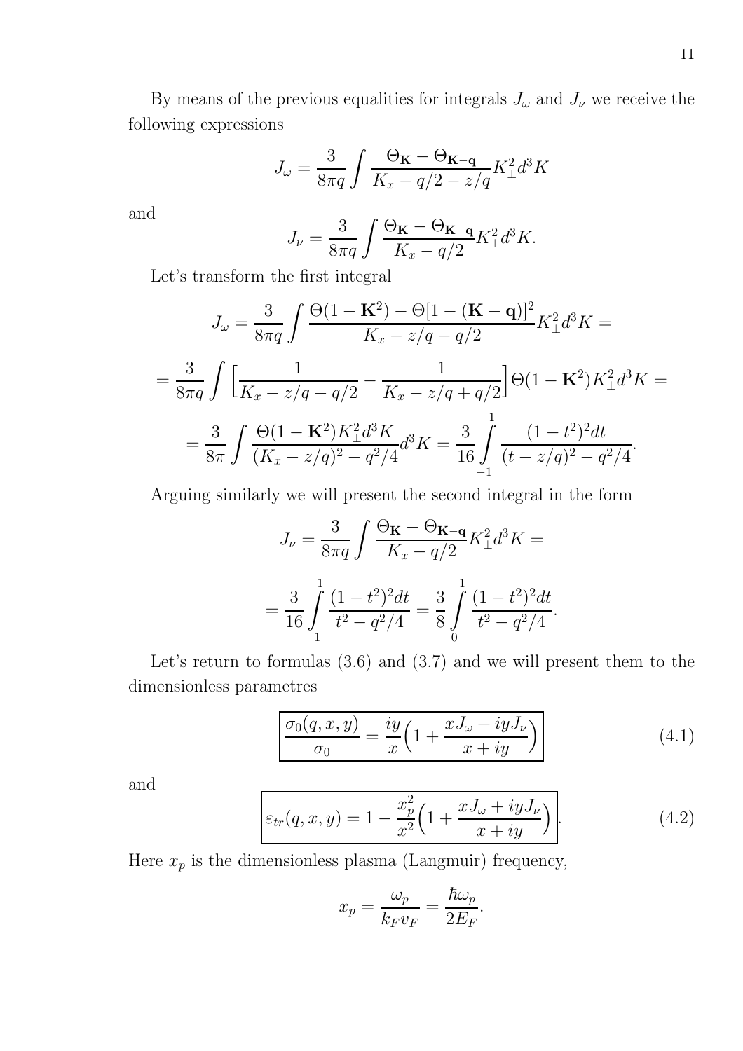By means of the previous equalities for integrals $J_\omega$ and $J_\nu$ we receive the following expressions

$$J_\omega = \frac{3}{8\pi q}\int \frac{\Theta_{\mathbf{K}} - \Theta_{\mathbf{K-q}}}{K_x - q/2 - z/q} K_\perp^2 d^3K$$

and

$$J_\nu = \frac{3}{8\pi q}\int \frac{\Theta_{\mathbf{K}} - \Theta_{\mathbf{K-q}}}{K_x - q/2} K_\perp^2 d^3K.$$

Let's transform the first integral

$$J_\omega = \frac{3}{8\pi q}\int \frac{\Theta(1-\mathbf{K}^2) - \Theta[1-(\mathbf{K}-\mathbf{q})]^2}{K_x - z/q - q/2} K_\perp^2 d^3K =$$

$$= \frac{3}{8\pi q}\int \Big[\frac{1}{K_x - z/q - q/2} - \frac{1}{K_x - z/q + q/2}\Big]\Theta(1-\mathbf{K}^2) K_\perp^2 d^3K =$$

$$= \frac{3}{8\pi}\int \frac{\Theta(1-\mathbf{K}^2)K_\perp^2 d^3K}{(K_x - z/q)^2 - q^2/4} d^3K = \frac{3}{16}\int\limits_{-1}^{1} \frac{(1-t^2)^2 dt}{(t-z/q)^2 - q^2/4}.$$

Arguing similarly we will present the second integral in the form

$$J_\nu = \frac{3}{8\pi q}\int \frac{\Theta_{\mathbf{K}} - \Theta_{\mathbf{K-q}}}{K_x - q/2} K_\perp^2 d^3K =$$

$$= \frac{3}{16}\int\limits_{-1}^{1} \frac{(1-t^2)^2 dt}{t^2 - q^2/4} = \frac{3}{8}\int\limits_{0}^{1} \frac{(1-t^2)^2 dt}{t^2 - q^2/4}.$$

Let's return to formulas (3.6) and (3.7) and we will present them to the dimensionless parametres

$$\boxed{\frac{\sigma_0(q,x,y)}{\sigma_0} = \frac{iy}{x}\Big(1 + \frac{xJ_\omega + iyJ_\nu}{x+iy}\Big)} \tag{4.1}$$

and

$$\boxed{\varepsilon_{tr}(q,x,y) = 1 - \frac{x_p^2}{x^2}\Big(1 + \frac{xJ_\omega + iyJ_\nu}{x+iy}\Big)}. \tag{4.2}$$

Here $x_p$ is the dimensionless plasma (Langmuir) frequency,

$$x_p = \frac{\omega_p}{k_F v_F} = \frac{\hbar\omega_p}{2E_F}.$$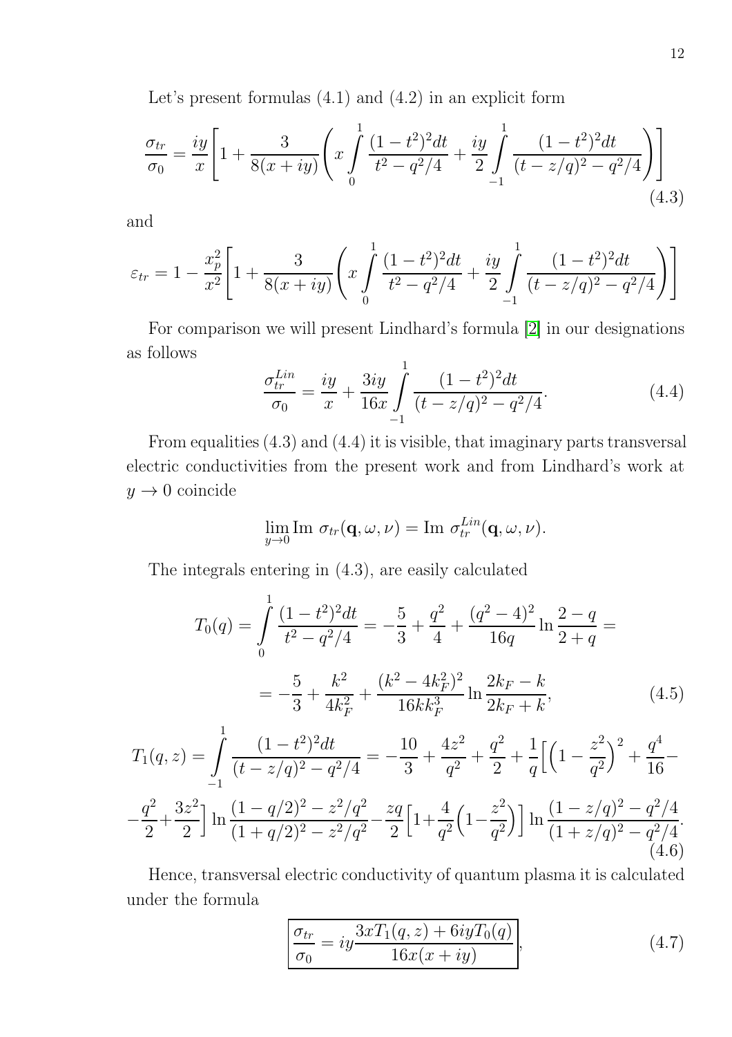Let's present formulas (4.1) and (4.2) in an explicit form

$$\frac{\sigma_{tr}}{\sigma_0}=\frac{iy}{x}\Bigg[1+\frac{3}{8(x+iy)}\Bigg(x\int\limits_0^1\frac{(1-t^2)^2dt}{t^2-q^2/4}+\frac{iy}{2}\int\limits_{-1}^1\frac{(1-t^2)^2dt}{(t-z/q)^2-q^2/4}\Bigg)\Bigg] \tag{4.3}$$

and

$$\varepsilon_{tr}=1-\frac{x_p^2}{x^2}\Bigg[1+\frac{3}{8(x+iy)}\Bigg(x\int\limits_0^1\frac{(1-t^2)^2dt}{t^2-q^2/4}+\frac{iy}{2}\int\limits_{-1}^1\frac{(1-t^2)^2dt}{(t-z/q)^2-q^2/4}\Bigg)\Bigg]$$

For comparison we will present Lindhard's formula [2] in our designations as follows

$$\frac{\sigma_{tr}^{Lin}}{\sigma_0}=\frac{iy}{x}+\frac{3iy}{16x}\int\limits_{-1}^1\frac{(1-t^2)^2dt}{(t-z/q)^2-q^2/4}. \tag{4.4}$$

From equalities (4.3) and (4.4) it is visible, that imaginary parts transversal electric conductivities from the present work and from Lindhard's work at $y\to 0$ coincide

$$\lim_{y\to 0}\text{Im}\ \sigma_{tr}(\mathbf{q},\omega,\nu)=\text{Im}\ \sigma_{tr}^{Lin}(\mathbf{q},\omega,\nu).$$

The integrals entering in (4.3), are easily calculated

$$T_0(q)=\int\limits_0^1\frac{(1-t^2)^2dt}{t^2-q^2/4}=-\frac{5}{3}+\frac{q^2}{4}+\frac{(q^2-4)^2}{16q}\ln\frac{2-q}{2+q}=$$

$$=-\frac{5}{3}+\frac{k^2}{4k_F^2}+\frac{(k^2-4k_F^2)^2}{16kk_F^3}\ln\frac{2k_F-k}{2k_F+k}, \tag{4.5}$$

$$T_1(q,z)=\int\limits_{-1}^1\frac{(1-t^2)^2dt}{(t-z/q)^2-q^2/4}=-\frac{10}{3}+\frac{4z^2}{q^2}+\frac{q^2}{2}+\frac{1}{q}\Big[\Big(1-\frac{z^2}{q^2}\Big)^2+\frac{q^4}{16}-$$

$$-\frac{q^2}{2}+\frac{3z^2}{2}\Big]\ln\frac{(1-q/2)^2-z^2/q^2}{(1+q/2)^2-z^2/q^2}-\frac{zq}{2}\Big[1+\frac{4}{q^2}\Big(1-\frac{z^2}{q^2}\Big)\Big]\ln\frac{(1-z/q)^2-q^2/4}{(1+z/q)^2-q^2/4}. \tag{4.6}$$

Hence, transversal electric conductivity of quantum plasma it is calculated under the formula

$$\boxed{\frac{\sigma_{tr}}{\sigma_0}=iy\frac{3xT_1(q,z)+6iyT_0(q)}{16x(x+iy)}}, \tag{4.7}$$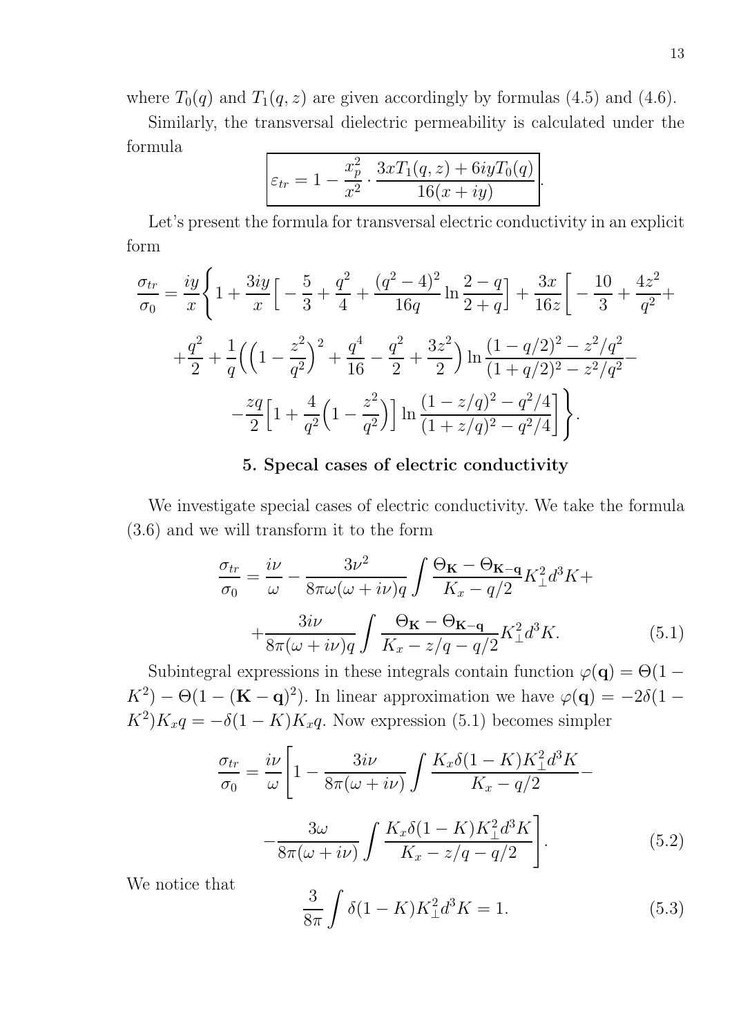where $T_0(q)$ and $T_1(q,z)$ are given accordingly by formulas (4.5) and (4.6).

Similarly, the transversal dielectric permeability is calculated under the formula

$$
\boxed{\varepsilon_{tr} = 1 - \frac{x_p^2}{x^2} \cdot \frac{3xT_1(q,z) + 6iyT_0(q)}{16(x+iy)}}.
$$

Let's present the formula for transversal electric conductivity in an explicit form

$$
\frac{\sigma_{tr}}{\sigma_0} = \frac{iy}{x}\Bigg\{1 + \frac{3iy}{x}\Big[-\frac{5}{3} + \frac{q^2}{4} + \frac{(q^2-4)^2}{16q}\ln\frac{2-q}{2+q}\Big] + \frac{3x}{16z}\Big[-\frac{10}{3} + \frac{4z^2}{q^2} +
$$

$$
+\frac{q^2}{2} + \frac{1}{q}\Big(\Big(1-\frac{z^2}{q^2}\Big)^2 + \frac{q^4}{16} - \frac{q^2}{2} + \frac{3z^2}{2}\Big)\ln\frac{(1-q/2)^2 - z^2/q^2}{(1+q/2)^2 - z^2/q^2} -
$$

$$
-\frac{zq}{2}\Big[1 + \frac{4}{q^2}\Big(1 - \frac{z^2}{q^2}\Big)\Big]\ln\frac{(1-z/q)^2 - q^2/4}{(1+z/q)^2 - q^2/4}\Big]\Bigg\}.
$$

## 5. Specal cases of electric conductivity

We investigate special cases of electric conductivity. We take the formula (3.6) and we will transform it to the form

$$
\frac{\sigma_{tr}}{\sigma_0} = \frac{i\nu}{\omega} - \frac{3\nu^2}{8\pi\omega(\omega+i\nu)q}\int\frac{\Theta_{\mathbf{K}} - \Theta_{\mathbf{K}-\mathbf{q}}}{K_x - q/2}K_\perp^2 d^3K +
$$

$$
+\frac{3i\nu}{8\pi(\omega+i\nu)q}\int\frac{\Theta_{\mathbf{K}} - \Theta_{\mathbf{K}-\mathbf{q}}}{K_x - z/q - q/2}K_\perp^2 d^3K. \tag{5.1}
$$

Subintegral expressions in these integrals contain function $\varphi(\mathbf{q}) = \Theta(1 - K^2) - \Theta(1 - (\mathbf{K}-\mathbf{q})^2)$. In linear approximation we have $\varphi(\mathbf{q}) = -2\delta(1 - K^2)K_xq = -\delta(1-K)K_xq$. Now expression (5.1) becomes simpler

$$
\frac{\sigma_{tr}}{\sigma_0} = \frac{i\nu}{\omega}\Bigg[1 - \frac{3i\nu}{8\pi(\omega+i\nu)}\int\frac{K_x\delta(1-K)K_\perp^2 d^3K}{K_x - q/2} -
$$

$$
-\frac{3\omega}{8\pi(\omega+i\nu)}\int\frac{K_x\delta(1-K)K_\perp^2 d^3K}{K_x - z/q - q/2}\Bigg]. \tag{5.2}
$$

We notice that

$$
\frac{3}{8\pi}\int\delta(1-K)K_\perp^2 d^3K = 1. \tag{5.3}
$$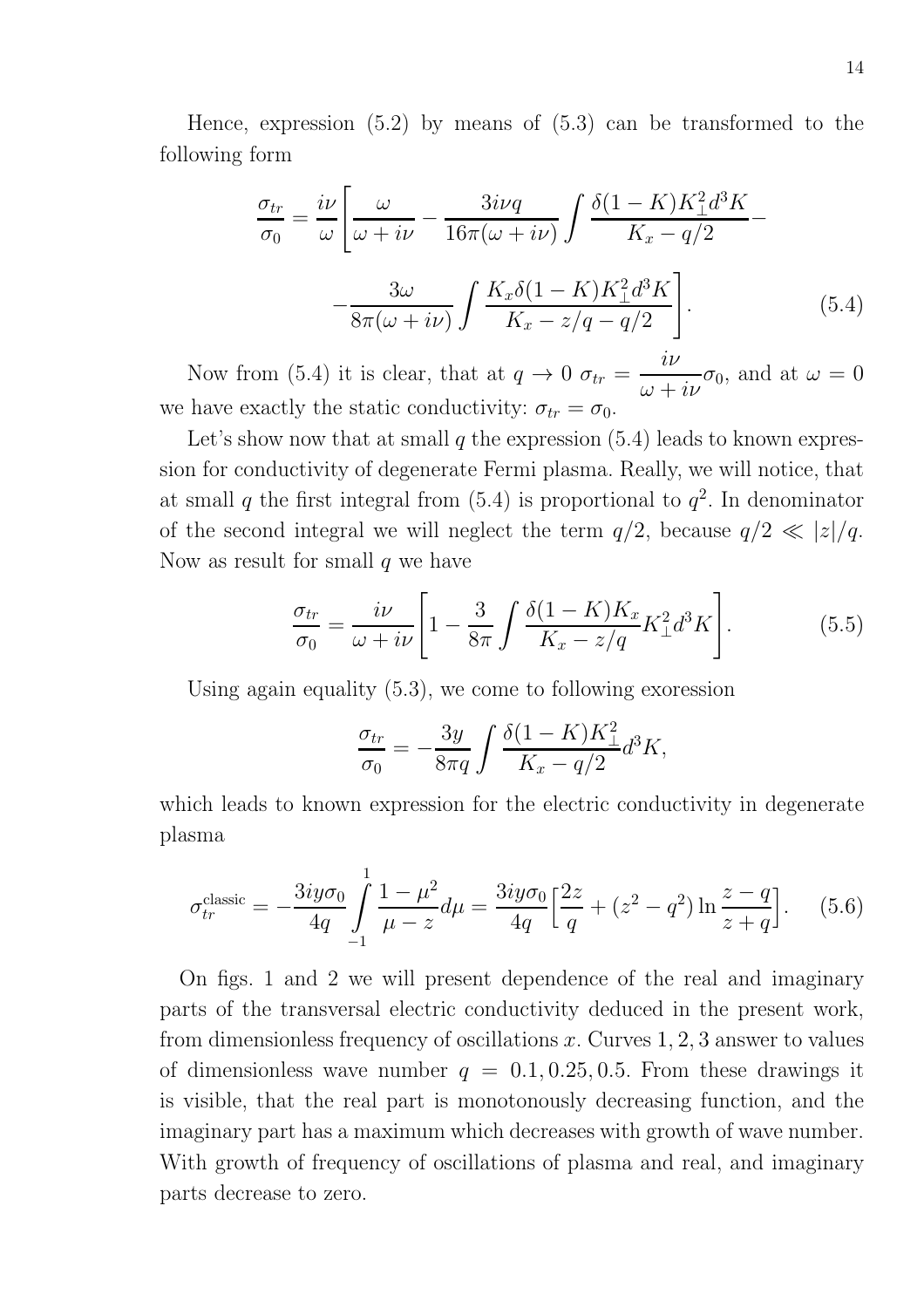Hence, expression (5.2) by means of (5.3) can be transformed to the following form

$$
\frac{\sigma_{tr}}{\sigma_0}=\frac{i\nu}{\omega}\Bigg[\frac{\omega}{\omega+i\nu}-\frac{3i\nu q}{16\pi(\omega+i\nu)}\int\frac{\delta(1-K)K_\perp^2d^3K}{K_x-q/2}-
$$

$$
-\frac{3\omega}{8\pi(\omega+i\nu)}\int\frac{K_x\delta(1-K)K_\perp^2d^3K}{K_x-z/q-q/2}\Bigg]. \qquad (5.4)
$$

Now from (5.4) it is clear, that at $q\to 0$ $\sigma_{tr}=\dfrac{i\nu}{\omega+i\nu}\sigma_0$, and at $\omega=0$ we have exactly the static conductivity: $\sigma_{tr}=\sigma_0$.

Let's show now that at small $q$ the expression (5.4) leads to known expression for conductivity of degenerate Fermi plasma. Really, we will notice, that at small $q$ the first integral from (5.4) is proportional to $q^2$. In denominator of the second integral we will neglect the term $q/2$, because $q/2 \ll |z|/q$. Now as result for small $q$ we have

$$
\frac{\sigma_{tr}}{\sigma_0}=\frac{i\nu}{\omega+i\nu}\Bigg[1-\frac{3}{8\pi}\int\frac{\delta(1-K)K_x}{K_x-z/q}K_\perp^2d^3K\Bigg]. \qquad (5.5)
$$

Using again equality (5.3), we come to following exoression

$$
\frac{\sigma_{tr}}{\sigma_0}=-\frac{3y}{8\pi q}\int\frac{\delta(1-K)K_\perp^2}{K_x-q/2}d^3K,
$$

which leads to known expression for the electric conductivity in degenerate plasma

$$
\sigma_{tr}^{\text{classic}}=-\frac{3iy\sigma_0}{4q}\int\limits_{-1}^{1}\frac{1-\mu^2}{\mu-z}d\mu=\frac{3iy\sigma_0}{4q}\Big[\frac{2z}{q}+(z^2-q^2)\ln\frac{z-q}{z+q}\Big]. \qquad (5.6)
$$

On figs. 1 and 2 we will present dependence of the real and imaginary parts of the transversal electric conductivity deduced in the present work, from dimensionless frequency of oscillations $x$. Curves $1,2,3$ answer to values of dimensionless wave number $q = 0.1, 0.25, 0.5$. From these drawings it is visible, that the real part is monotonously decreasing function, and the imaginary part has a maximum which decreases with growth of wave number. With growth of frequency of oscillations of plasma and real, and imaginary parts decrease to zero.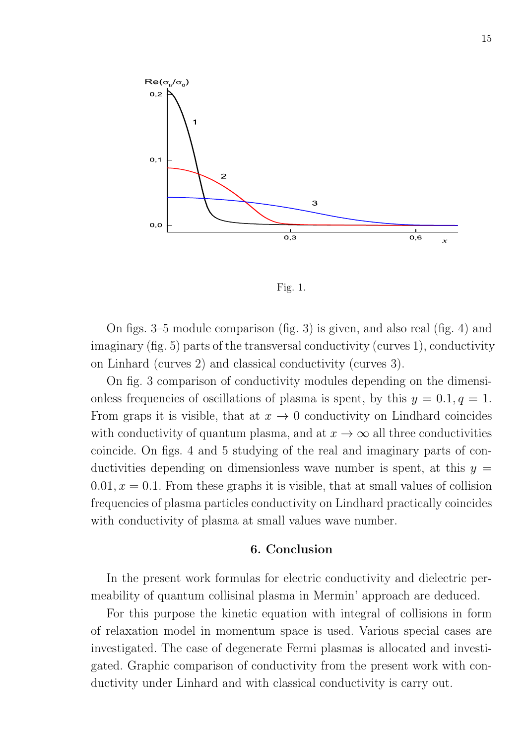Re($\sigma_{tr}/\sigma_0$)

0,2

0,1

0,0

0,3

0,6

$x$

1

2

3

Fig. 1.

On figs. 3–5 module comparison (fig. 3) is given, and also real (fig. 4) and imaginary (fig. 5) parts of the transversal conductivity (curves 1), conductivity on Linhard (curves 2) and classical conductivity (curves 3).

On fig. 3 comparison of conductivity modules depending on the dimensionless frequencies of oscillations of plasma is spent, by this $y = 0.1, q = 1$. From graps it is visible, that at $x \to 0$ conductivity on Lindhard coincides with conductivity of quantum plasma, and at $x \to \infty$ all three conductivities coincide. On figs. 4 and 5 studying of the real and imaginary parts of conductivities depending on dimensionless wave number is spent, at this $y = 0.01, x = 0.1$. From these graphs it is visible, that at small values of collision frequencies of plasma particles conductivity on Lindhard practically coincides with conductivity of plasma at small values wave number.

## 6. Conclusion

In the present work formulas for electric conductivity and dielectric permeability of quantum collisinal plasma in Mermin' approach are deduced.

For this purpose the kinetic equation with integral of collisions in form of relaxation model in momentum space is used. Various special cases are investigated. The case of degenerate Fermi plasmas is allocated and investigated. Graphic comparison of conductivity from the present work with conductivity under Linhard and with classical conductivity is carry out.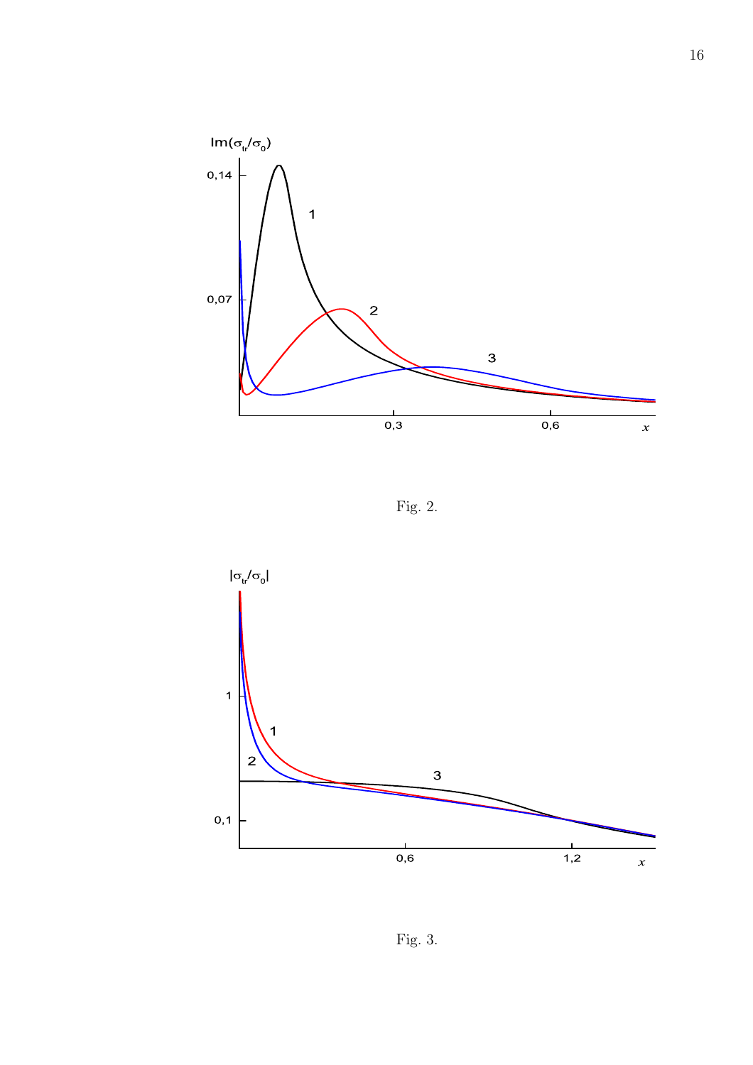$\mathrm{Im}(\sigma_{tr}/\sigma_0)$

0,14

0,07

1

2

3

0,3

0,6

$x$

Fig. 2.

$|\sigma_{tr}/\sigma_0|$

1

0,1

1

2

3

0,6

1,2

$x$

Fig. 3.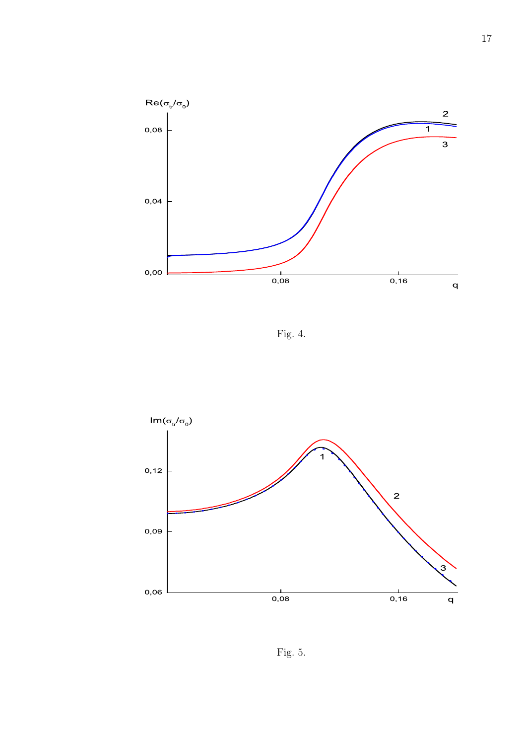Fig. 4.

Fig. 5.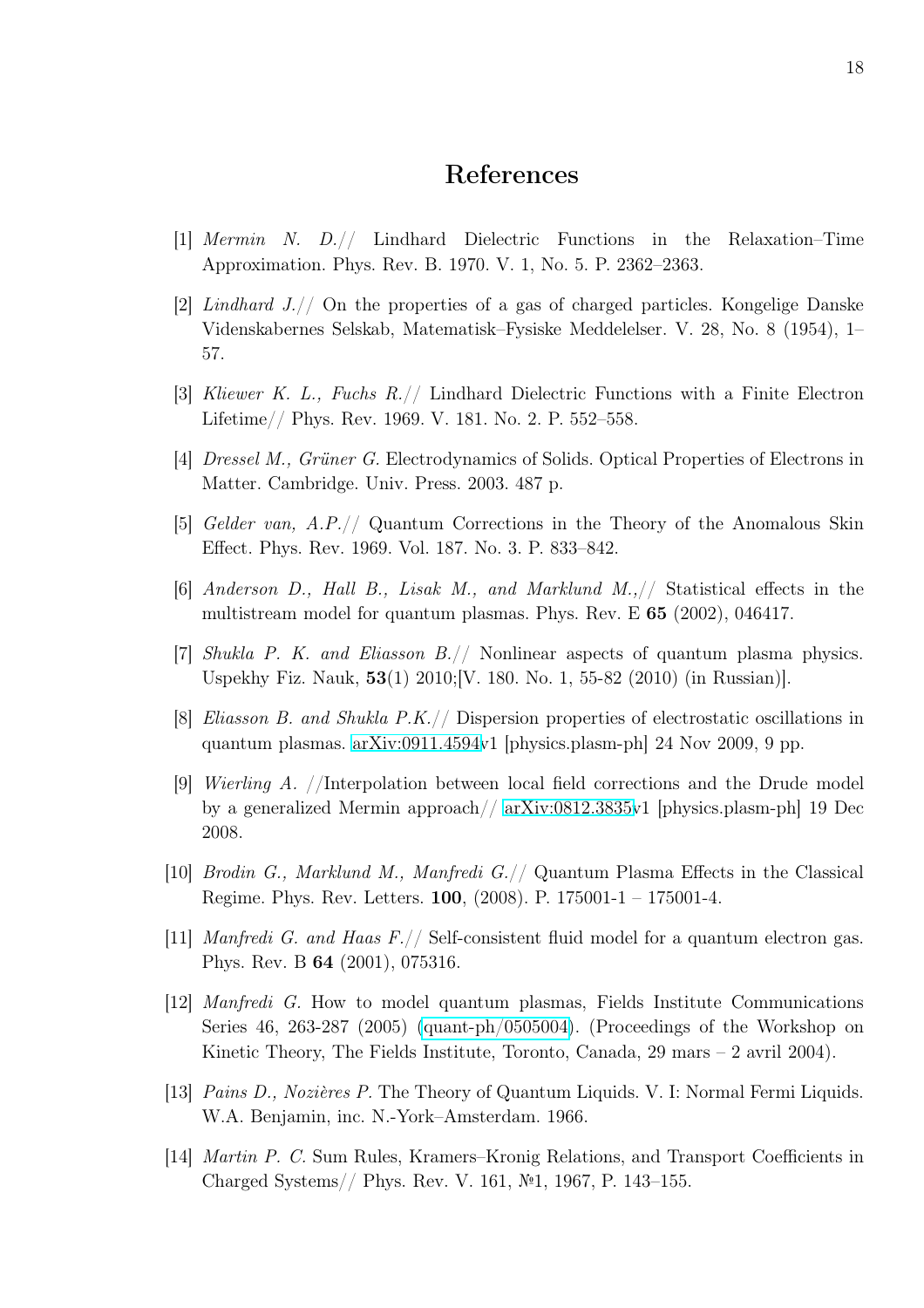# References

[1] *Mermin N. D.*// Lindhard Dielectric Functions in the Relaxation–Time Approximation. Phys. Rev. B. 1970. V. 1, No. 5. P. 2362–2363.

[2] *Lindhard J.*// On the properties of a gas of charged particles. Kongelige Danske Videnskabernes Selskab, Matematisk–Fysiske Meddelelser. V. 28, No. 8 (1954), 1–57.

[3] *Kliewer K. L., Fuchs R.*// Lindhard Dielectric Functions with a Finite Electron Lifetime// Phys. Rev. 1969. V. 181. No. 2. P. 552–558.

[4] *Dressel M., Grüner G.* Electrodynamics of Solids. Optical Properties of Electrons in Matter. Cambridge. Univ. Press. 2003. 487 p.

[5] *Gelder van, A.P.*// Quantum Corrections in the Theory of the Anomalous Skin Effect. Phys. Rev. 1969. Vol. 187. No. 3. P. 833–842.

[6] *Anderson D., Hall B., Lisak M., and Marklund M.,*// Statistical effects in the multistream model for quantum plasmas. Phys. Rev. E **65** (2002), 046417.

[7] *Shukla P. K. and Eliasson B.*// Nonlinear aspects of quantum plasma physics. Uspekhy Fiz. Nauk, **53**(1) 2010;[V. 180. No. 1, 55-82 (2010) (in Russian)].

[8] *Eliasson B. and Shukla P.K.*// Dispersion properties of electrostatic oscillations in quantum plasmas. arXiv:0911.4594v1 [physics.plasm-ph] 24 Nov 2009, 9 pp.

[9] *Wierling A.* //Interpolation between local field corrections and the Drude model by a generalized Mermin approach// arXiv:0812.3835v1 [physics.plasm-ph] 19 Dec 2008.

[10] *Brodin G., Marklund M., Manfredi G.*// Quantum Plasma Effects in the Classical Regime. Phys. Rev. Letters. **100**, (2008). P. 175001-1 – 175001-4.

[11] *Manfredi G. and Haas F.*// Self-consistent fluid model for a quantum electron gas. Phys. Rev. B **64** (2001), 075316.

[12] *Manfredi G.* How to model quantum plasmas, Fields Institute Communications Series 46, 263-287 (2005) (quant-ph/0505004). (Proceedings of the Workshop on Kinetic Theory, The Fields Institute, Toronto, Canada, 29 mars – 2 avril 2004).

[13] *Pains D., Nozières P.* The Theory of Quantum Liquids. V. I: Normal Fermi Liquids. W.A. Benjamin, inc. N.-York–Amsterdam. 1966.

[14] *Martin P. C.* Sum Rules, Kramers–Kronig Relations, and Transport Coefficients in Charged Systems// Phys. Rev. V. 161, №1, 1967, P. 143–155.